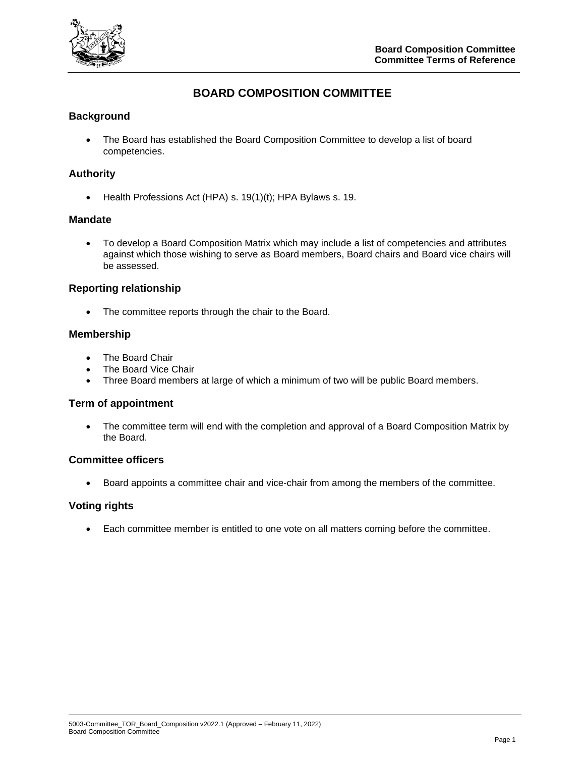# BOARD COMPOSITION COMMITTEE

## Background

- The Board has established the Board Composition Committee to develop a list of board competencies.

## Authority

- Health Professions Act (HPA) s. 19(1)(t); HPA Bylaws s. 19.

## Mandate

- To develop a Board Composition Matrix which may include a list of competencies and attributes against which those wishing to serve as Board members, Board chairs and Board vice chairs will be assessed.

## Reporting relationship

- The committee reports through the chair to the Board.

## Membership

- The Board Chair
- The Board Vice Chair
- Three Board members at large of which a minimum of two will be public Board members.

## Term of appointment

- The committee term will end with the completion and approval of a Board Composition Matrix by the Board.

## Committee officers

- Board appoints a committee chair and vice-chair from among the members of the committee.

## Voting rights

- Each committee member is entitled to one vote on all matters coming before the committee.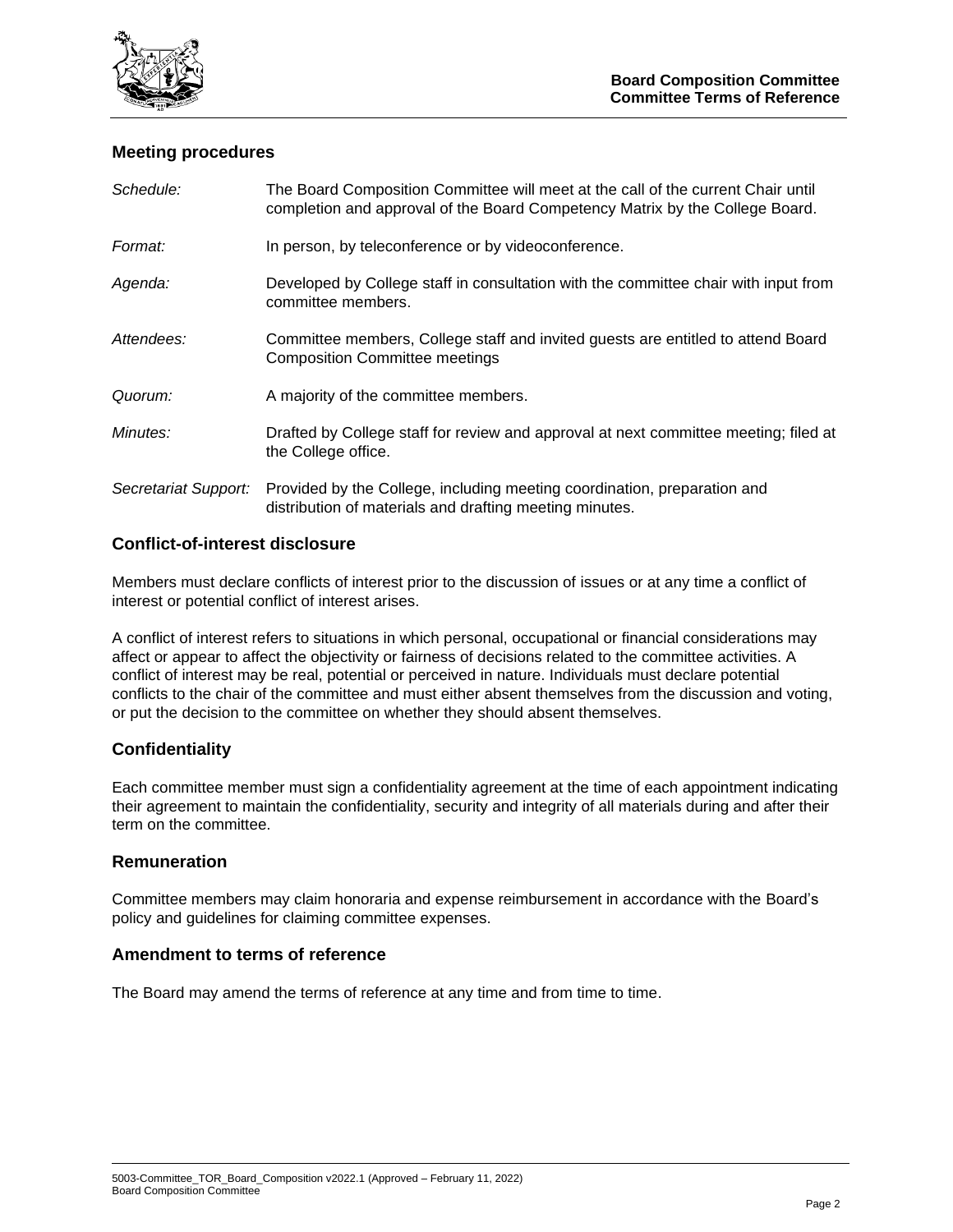## Meeting procedures

| | |
|---|---|
| *Schedule:* | The Board Composition Committee will meet at the call of the current Chair until completion and approval of the Board Competency Matrix by the College Board. |
| *Format:* | In person, by teleconference or by videoconference. |
| *Agenda:* | Developed by College staff in consultation with the committee chair with input from committee members. |
| *Attendees:* | Committee members, College staff and invited guests are entitled to attend Board Composition Committee meetings |
| *Quorum:* | A majority of the committee members. |
| *Minutes:* | Drafted by College staff for review and approval at next committee meeting; filed at the College office. |
| *Secretariat Support:* | Provided by the College, including meeting coordination, preparation and distribution of materials and drafting meeting minutes. |

## Conflict-of-interest disclosure

Members must declare conflicts of interest prior to the discussion of issues or at any time a conflict of interest or potential conflict of interest arises.

A conflict of interest refers to situations in which personal, occupational or financial considerations may affect or appear to affect the objectivity or fairness of decisions related to the committee activities. A conflict of interest may be real, potential or perceived in nature. Individuals must declare potential conflicts to the chair of the committee and must either absent themselves from the discussion and voting, or put the decision to the committee on whether they should absent themselves.

## Confidentiality

Each committee member must sign a confidentiality agreement at the time of each appointment indicating their agreement to maintain the confidentiality, security and integrity of all materials during and after their term on the committee.

## Remuneration

Committee members may claim honoraria and expense reimbursement in accordance with the Board's policy and guidelines for claiming committee expenses.

## Amendment to terms of reference

The Board may amend the terms of reference at any time and from time to time.